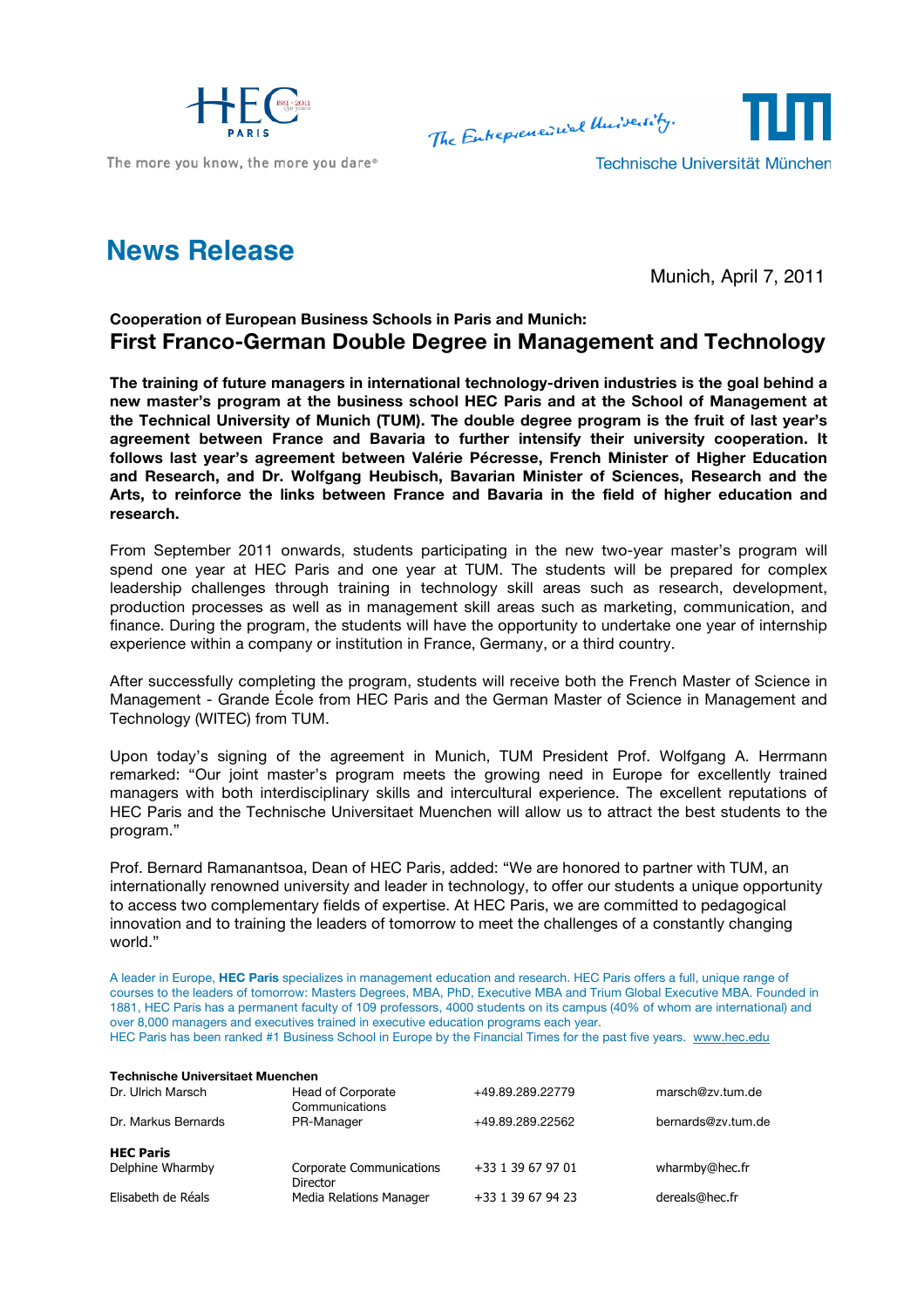HEC PARIS

The more you know, the more you dare®

*The Entrepreneurial University.*

Technische Universität München

# News Release

Munich, April 7, 2011

**Cooperation of European Business Schools in Paris and Munich:**

## First Franco-German Double Degree in Management and Technology

**The training of future managers in international technology-driven industries is the goal behind a new master's program at the business school HEC Paris and at the School of Management at the Technical University of Munich (TUM). The double degree program is the fruit of last year's agreement between France and Bavaria to further intensify their university cooperation. It follows last year's agreement between Valérie Pécresse, French Minister of Higher Education and Research, and Dr. Wolfgang Heubisch, Bavarian Minister of Sciences, Research and the Arts, to reinforce the links between France and Bavaria in the field of higher education and research.**

From September 2011 onwards, students participating in the new two-year master's program will spend one year at HEC Paris and one year at TUM. The students will be prepared for complex leadership challenges through training in technology skill areas such as research, development, production processes as well as in management skill areas such as marketing, communication, and finance. During the program, the students will have the opportunity to undertake one year of internship experience within a company or institution in France, Germany, or a third country.

After successfully completing the program, students will receive both the French Master of Science in Management - Grande École from HEC Paris and the German Master of Science in Management and Technology (WITEC) from TUM.

Upon today's signing of the agreement in Munich, TUM President Prof. Wolfgang A. Herrmann remarked: "Our joint master's program meets the growing need in Europe for excellently trained managers with both interdisciplinary skills and intercultural experience. The excellent reputations of HEC Paris and the Technische Universitaet Muenchen will allow us to attract the best students to the program."

Prof. Bernard Ramanantsoa, Dean of HEC Paris, added: "We are honored to partner with TUM, an internationally renowned university and leader in technology, to offer our students a unique opportunity to access two complementary fields of expertise. At HEC Paris, we are committed to pedagogical innovation and to training the leaders of tomorrow to meet the challenges of a constantly changing world."

A leader in Europe, **HEC Paris** specializes in management education and research. HEC Paris offers a full, unique range of courses to the leaders of tomorrow: Masters Degrees, MBA, PhD, Executive MBA and Trium Global Executive MBA. Founded in 1881, HEC Paris has a permanent faculty of 109 professors, 4000 students on its campus (40% of whom are international) and over 8,000 managers and executives trained in executive education programs each year.
HEC Paris has been ranked #1 Business School in Europe by the Financial Times for the past five years. www.hec.edu

**Technische Universitaet Muenchen**

| | | | |
|---|---|---|---|
| Dr. Ulrich Marsch | Head of Corporate Communications | +49.89.289.22779 | marsch@zv.tum.de |
| Dr. Markus Bernards | PR-Manager | +49.89.289.22562 | bernards@zv.tum.de |

**HEC Paris**

| | | | |
|---|---|---|---|
| Delphine Wharmby | Corporate Communications Director | +33 1 39 67 97 01 | wharmby@hec.fr |
| Elisabeth de Réals | Media Relations Manager | +33 1 39 67 94 23 | dereals@hec.fr |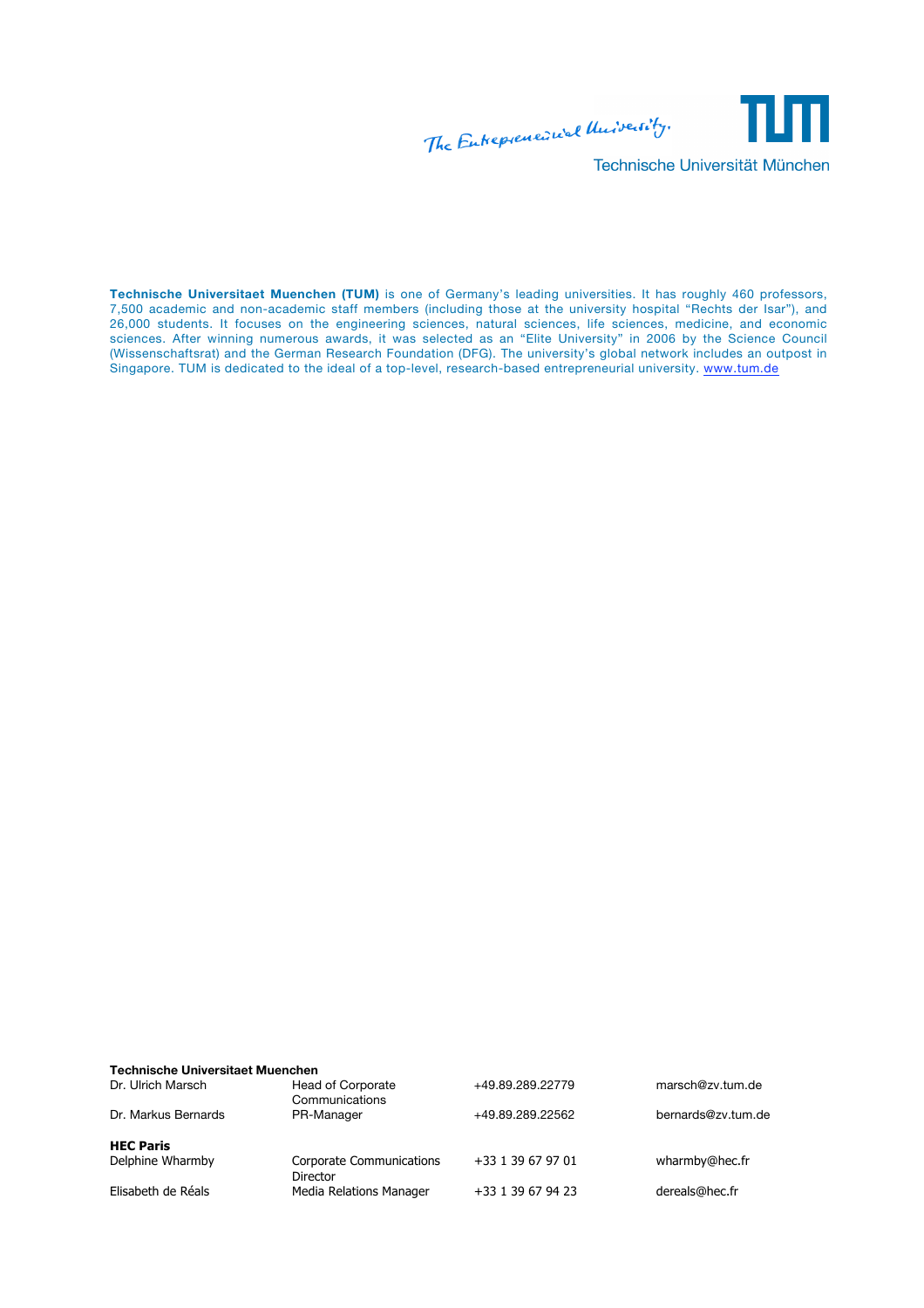The Entrepreneurial University.

Technische Universität München

**Technische Universitaet Muenchen (TUM)** is one of Germany's leading universities. It has roughly 460 professors, 7,500 academic and non-academic staff members (including those at the university hospital "Rechts der Isar"), and 26,000 students. It focuses on the engineering sciences, natural sciences, life sciences, medicine, and economic sciences. After winning numerous awards, it was selected as an "Elite University" in 2006 by the Science Council (Wissenschaftsrat) and the German Research Foundation (DFG). The university's global network includes an outpost in Singapore. TUM is dedicated to the ideal of a top-level, research-based entrepreneurial university. www.tum.de

**Technische Universitaet Muenchen**

| | | | |
|---|---|---|---|
| Dr. Ulrich Marsch | Head of Corporate Communications | +49.89.289.22779 | marsch@zv.tum.de |
| Dr. Markus Bernards | PR-Manager | +49.89.289.22562 | bernards@zv.tum.de |

**HEC Paris**

| | | | |
|---|---|---|---|
| Delphine Wharmby | Corporate Communications Director | +33 1 39 67 97 01 | wharmby@hec.fr |
| Elisabeth de Réals | Media Relations Manager | +33 1 39 67 94 23 | dereals@hec.fr |